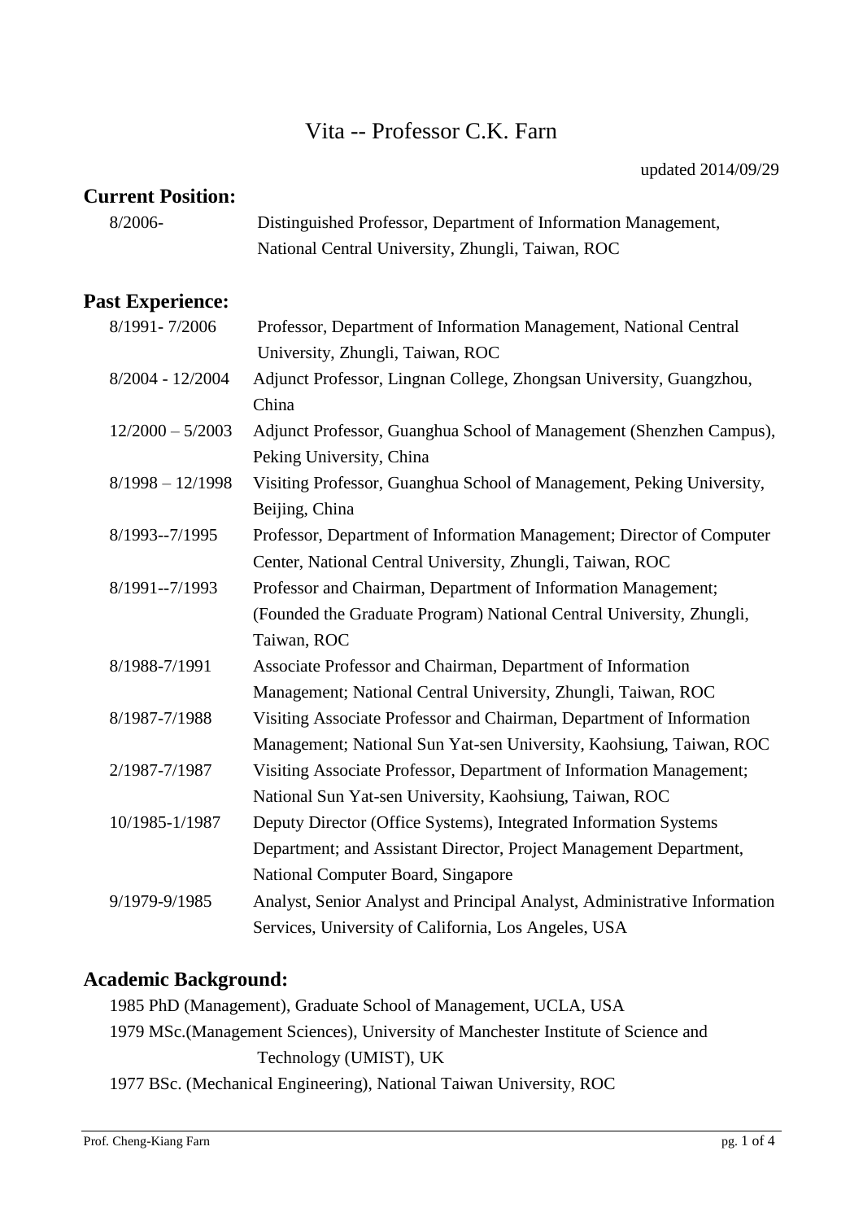# Vita -- Professor C.K. Farn

updated 2014/09/29

## Current Position:

| | |
|---|---|
| 8/2006- | Distinguished Professor, Department of Information Management, National Central University, Zhungli, Taiwan, ROC |

## Past Experience:

| | |
|---|---|
| 8/1991- 7/2006 | Professor, Department of Information Management, National Central University, Zhungli, Taiwan, ROC |
| 8/2004 - 12/2004 | Adjunct Professor, Lingnan College, Zhongsan University, Guangzhou, China |
| 12/2000 – 5/2003 | Adjunct Professor, Guanghua School of Management (Shenzhen Campus), Peking University, China |
| 8/1998 – 12/1998 | Visiting Professor, Guanghua School of Management, Peking University, Beijing, China |
| 8/1993--7/1995 | Professor, Department of Information Management; Director of Computer Center, National Central University, Zhungli, Taiwan, ROC |
| 8/1991--7/1993 | Professor and Chairman, Department of Information Management; (Founded the Graduate Program) National Central University, Zhungli, Taiwan, ROC |
| 8/1988-7/1991 | Associate Professor and Chairman, Department of Information Management; National Central University, Zhungli, Taiwan, ROC |
| 8/1987-7/1988 | Visiting Associate Professor and Chairman, Department of Information Management; National Sun Yat-sen University, Kaohsiung, Taiwan, ROC |
| 2/1987-7/1987 | Visiting Associate Professor, Department of Information Management; National Sun Yat-sen University, Kaohsiung, Taiwan, ROC |
| 10/1985-1/1987 | Deputy Director (Office Systems), Integrated Information Systems Department; and Assistant Director, Project Management Department, National Computer Board, Singapore |
| 9/1979-9/1985 | Analyst, Senior Analyst and Principal Analyst, Administrative Information Services, University of California, Los Angeles, USA |

## Academic Background:

1985 PhD (Management), Graduate School of Management, UCLA, USA

1979 MSc.(Management Sciences), University of Manchester Institute of Science and Technology (UMIST), UK

1977 BSc. (Mechanical Engineering), National Taiwan University, ROC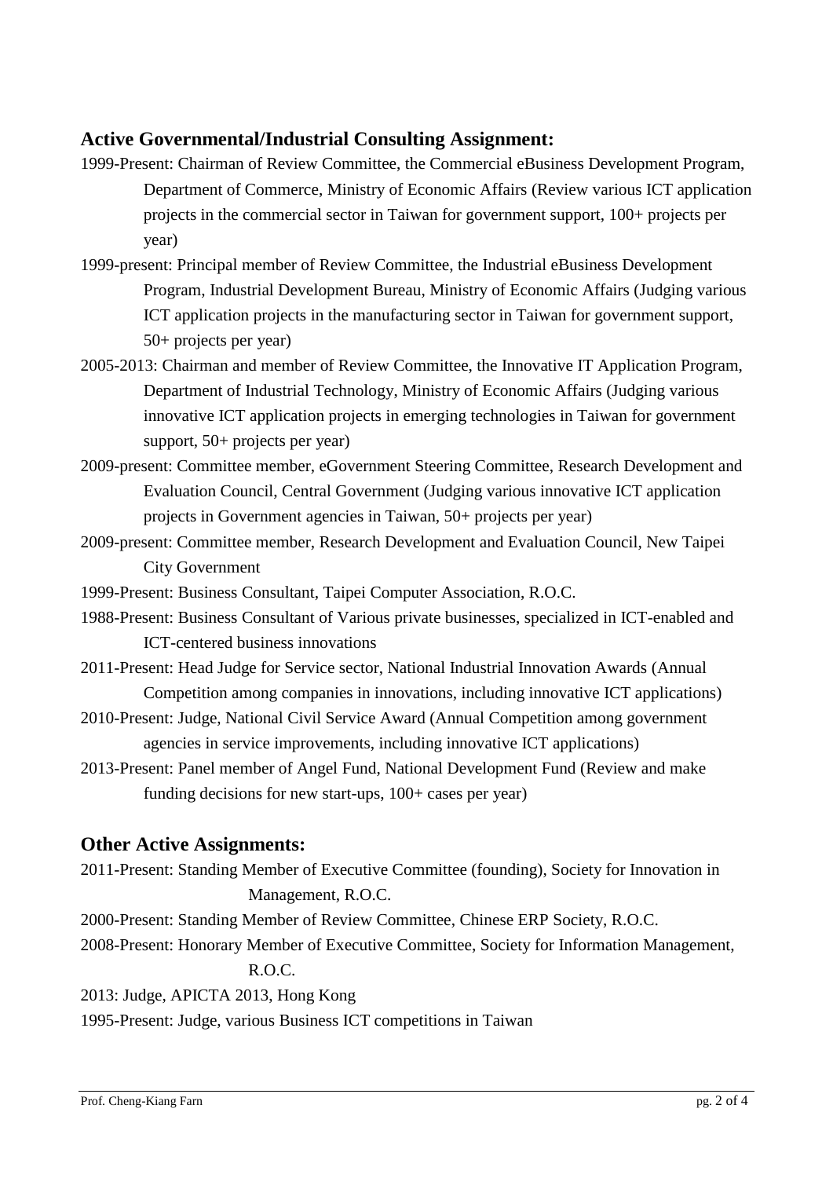## Active Governmental/Industrial Consulting Assignment:

1999-Present: Chairman of Review Committee, the Commercial eBusiness Development Program, Department of Commerce, Ministry of Economic Affairs (Review various ICT application projects in the commercial sector in Taiwan for government support, 100+ projects per year)

1999-present: Principal member of Review Committee, the Industrial eBusiness Development Program, Industrial Development Bureau, Ministry of Economic Affairs (Judging various ICT application projects in the manufacturing sector in Taiwan for government support, 50+ projects per year)

2005-2013: Chairman and member of Review Committee, the Innovative IT Application Program, Department of Industrial Technology, Ministry of Economic Affairs (Judging various innovative ICT application projects in emerging technologies in Taiwan for government support, 50+ projects per year)

2009-present: Committee member, eGovernment Steering Committee, Research Development and Evaluation Council, Central Government (Judging various innovative ICT application projects in Government agencies in Taiwan, 50+ projects per year)

2009-present: Committee member, Research Development and Evaluation Council, New Taipei City Government

1999-Present: Business Consultant, Taipei Computer Association, R.O.C.

1988-Present: Business Consultant of Various private businesses, specialized in ICT-enabled and ICT-centered business innovations

2011-Present: Head Judge for Service sector, National Industrial Innovation Awards (Annual Competition among companies in innovations, including innovative ICT applications)

2010-Present: Judge, National Civil Service Award (Annual Competition among government agencies in service improvements, including innovative ICT applications)

2013-Present: Panel member of Angel Fund, National Development Fund (Review and make funding decisions for new start-ups, 100+ cases per year)

## Other Active Assignments:

2011-Present: Standing Member of Executive Committee (founding), Society for Innovation in Management, R.O.C.

2000-Present: Standing Member of Review Committee, Chinese ERP Society, R.O.C.

2008-Present: Honorary Member of Executive Committee, Society for Information Management, R.O.C.

2013: Judge, APICTA 2013, Hong Kong

1995-Present: Judge, various Business ICT competitions in Taiwan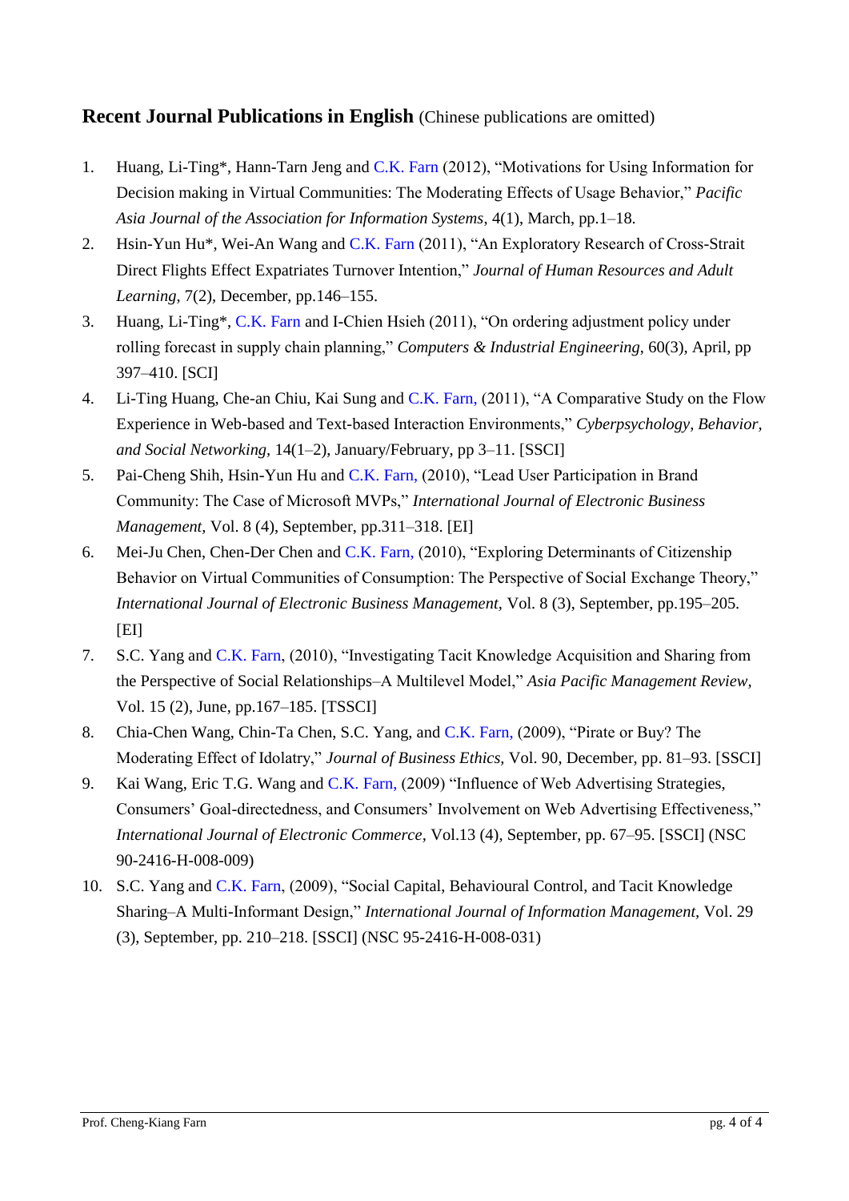## **Recent Journal Publications in English** (Chinese publications are omitted)

1. Huang, Li-Ting*, Hann-Tarn Jeng and C.K. Farn (2012), "Motivations for Using Information for Decision making in Virtual Communities: The Moderating Effects of Usage Behavior," *Pacific Asia Journal of the Association for Information Systems*, 4(1), March, pp.1–18.
2. Hsin-Yun Hu*, Wei-An Wang and C.K. Farn (2011), "An Exploratory Research of Cross-Strait Direct Flights Effect Expatriates Turnover Intention," *Journal of Human Resources and Adult Learning*, 7(2), December, pp.146–155.
3. Huang, Li-Ting*, C.K. Farn and I-Chien Hsieh (2011), "On ordering adjustment policy under rolling forecast in supply chain planning," *Computers & Industrial Engineering*, 60(3), April, pp 397–410. [SCI]
4. Li-Ting Huang, Che-an Chiu, Kai Sung and C.K. Farn, (2011), "A Comparative Study on the Flow Experience in Web-based and Text-based Interaction Environments," *Cyberpsychology, Behavior, and Social Networking*, 14(1–2), January/February, pp 3–11. [SSCI]
5. Pai-Cheng Shih, Hsin-Yun Hu and C.K. Farn, (2010), "Lead User Participation in Brand Community: The Case of Microsoft MVPs," *International Journal of Electronic Business Management*, Vol. 8 (4), September, pp.311–318. [EI]
6. Mei-Ju Chen, Chen-Der Chen and C.K. Farn, (2010), "Exploring Determinants of Citizenship Behavior on Virtual Communities of Consumption: The Perspective of Social Exchange Theory," *International Journal of Electronic Business Management*, Vol. 8 (3), September, pp.195–205. [EI]
7. S.C. Yang and C.K. Farn, (2010), "Investigating Tacit Knowledge Acquisition and Sharing from the Perspective of Social Relationships–A Multilevel Model," *Asia Pacific Management Review*, Vol. 15 (2), June, pp.167–185. [TSSCI]
8. Chia-Chen Wang, Chin-Ta Chen, S.C. Yang, and C.K. Farn, (2009), "Pirate or Buy? The Moderating Effect of Idolatry," *Journal of Business Ethics*, Vol. 90, December, pp. 81–93. [SSCI]
9. Kai Wang, Eric T.G. Wang and C.K. Farn, (2009) "Influence of Web Advertising Strategies, Consumers' Goal-directedness, and Consumers' Involvement on Web Advertising Effectiveness," *International Journal of Electronic Commerce*, Vol.13 (4), September, pp. 67–95. [SSCI] (NSC 90-2416-H-008-009)
10. S.C. Yang and C.K. Farn, (2009), "Social Capital, Behavioural Control, and Tacit Knowledge Sharing–A Multi-Informant Design," *International Journal of Information Management*, Vol. 29 (3), September, pp. 210–218. [SSCI] (NSC 95-2416-H-008-031)